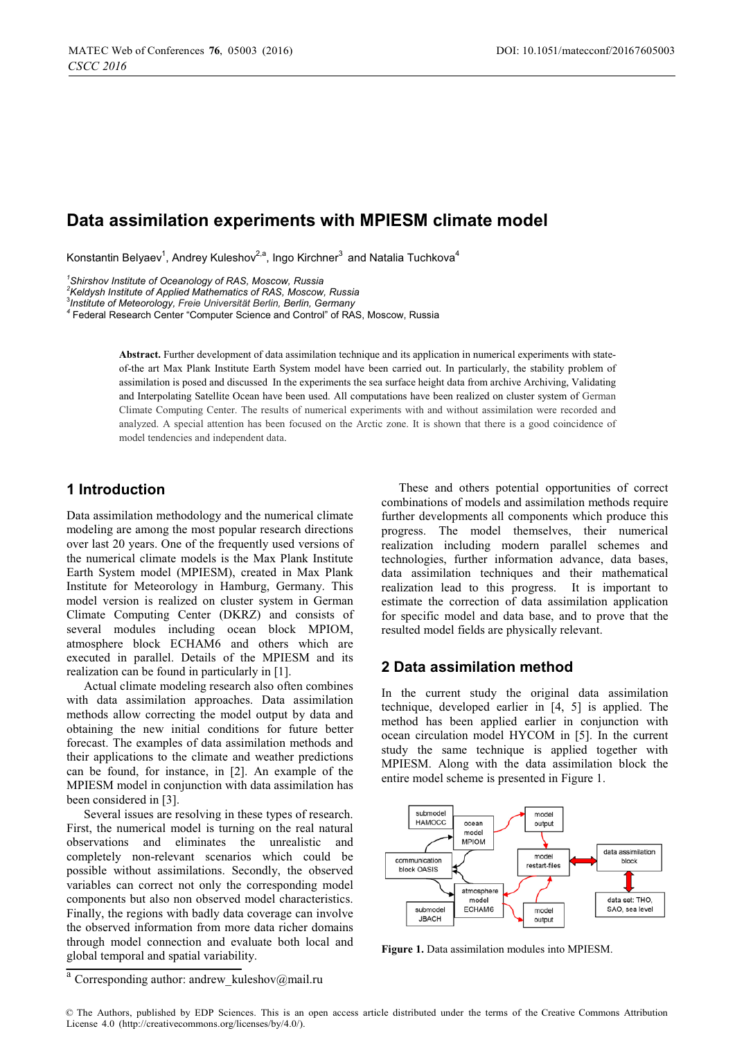# Data assimilation experiments with MPIESM climate model

Konstantin Belyaev[1], Andrey Kuleshov[2,a], Ingo Kirchner[3] and Natalia Tuchkova[4]

[1]Shirshov Institute of Oceanology of RAS, Moscow, Russia
[2]Keldysh Institute of Applied Mathematics of RAS, Moscow, Russia
[3]Institute of Meteorology, Freie Universität Berlin, Berlin, Germany
[4] Federal Research Center "Computer Science and Control" of RAS, Moscow, Russia

**Abstract.** Further development of data assimilation technique and its application in numerical experiments with state-of-the art Max Plank Institute Earth System model have been carried out. In particularly, the stability problem of assimilation is posed and discussed In the experiments the sea surface height data from archive Archiving, Validating and Interpolating Satellite Ocean have been used. All computations have been realized on cluster system of German Climate Computing Center. The results of numerical experiments with and without assimilation were recorded and analyzed. A special attention has been focused on the Arctic zone. It is shown that there is a good coincidence of model tendencies and independent data.

## 1 Introduction

Data assimilation methodology and the numerical climate modeling are among the most popular research directions over last 20 years. One of the frequently used versions of the numerical climate models is the Max Plank Institute Earth System model (MPIESM), created in Max Plank Institute for Meteorology in Hamburg, Germany. This model version is realized on cluster system in German Climate Computing Center (DKRZ) and consists of several modules including ocean block MPIOM, atmosphere block ECHAM6 and others which are executed in parallel. Details of the MPIESM and its realization can be found in particularly in [1].

Actual climate modeling research also often combines with data assimilation approaches. Data assimilation methods allow correcting the model output by data and obtaining the new initial conditions for future better forecast. The examples of data assimilation methods and their applications to the climate and weather predictions can be found, for instance, in [2]. An example of the MPIESM model in conjunction with data assimilation has been considered in [3].

Several issues are resolving in these types of research. First, the numerical model is turning on the real natural observations and eliminates the unrealistic and completely non-relevant scenarios which could be possible without assimilations. Secondly, the observed variables can correct not only the corresponding model components but also non observed model characteristics. Finally, the regions with badly data coverage can involve the observed information from more data richer domains through model connection and evaluate both local and global temporal and spatial variability.

These and others potential opportunities of correct combinations of models and assimilation methods require further developments all components which produce this progress. The model themselves, their numerical realization including modern parallel schemes and technologies, further information advance, data bases, data assimilation techniques and their mathematical realization lead to this progress. It is important to estimate the correction of data assimilation application for specific model and data base, and to prove that the resulted model fields are physically relevant.

## 2 Data assimilation method

In the current study the original data assimilation technique, developed earlier in [4, 5] is applied. The method has been applied earlier in conjunction with ocean circulation model HYCOM in [5]. In the current study the same technique is applied together with MPIESM. Along with the data assimilation block the entire model scheme is presented in Figure 1.

**Figure 1.** Data assimilation modules into MPIESM.

[a] Corresponding author: andrew_kuleshov@mail.ru

© The Authors, published by EDP Sciences. This is an open access article distributed under the terms of the Creative Commons Attribution License 4.0 (http://creativecommons.org/licenses/by/4.0/).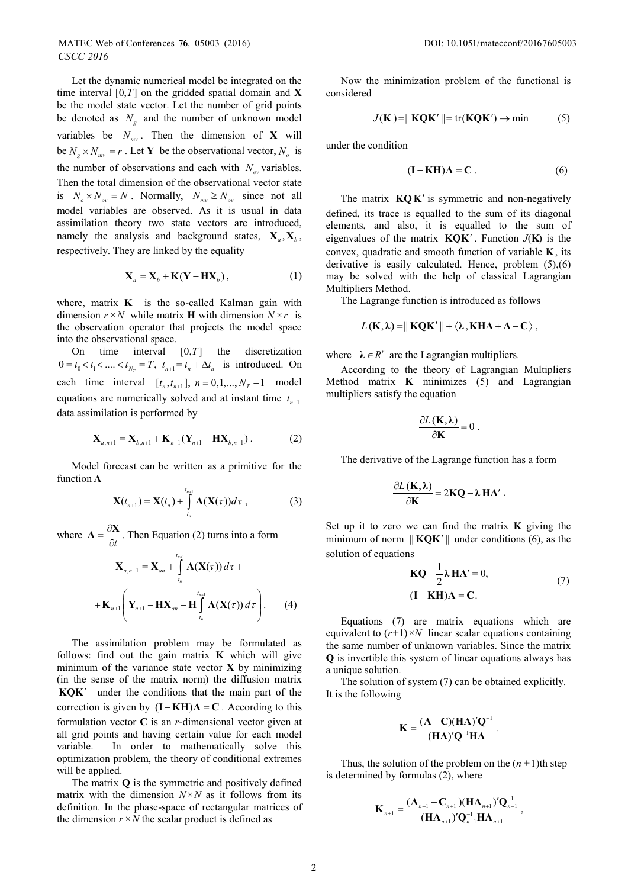Let the dynamic numerical model be integrated on the time interval $[0,T]$ on the gridded spatial domain and $\mathbf{X}$ be the model state vector. Let the number of grid points be denoted as $N_g$ and the number of unknown model variables be $N_{mv}$. Then the dimension of $\mathbf{X}$ will be $N_g \times N_{mv} = r$. Let $\mathbf{Y}$ be the observational vector, $N_o$ is the number of observations and each with $N_{ov}$ variables. Then the total dimension of the observational vector state is $N_o \times N_{ov} = N$. Normally, $N_{mv} \geq N_{ov}$ since not all model variables are observed. As it is usual in data assimilation theory two state vectors are introduced, namely the analysis and background states, $\mathbf{X}_a, \mathbf{X}_b$, respectively. They are linked by the equality

$$\mathbf{X}_a = \mathbf{X}_b + \mathbf{K}(\mathbf{Y} - \mathbf{H}\mathbf{X}_b), \tag{1}$$

where, matrix $\mathbf{K}$ is the so-called Kalman gain with dimension $r \times N$ while matrix $\mathbf{H}$ with dimension $N \times r$ is the observation operator that projects the model space into the observational space.

On time interval $[0,T]$ the discretization $0 = t_0 < t_1 < .... < t_{N_T} = T,\ t_{n+1} = t_n + \Delta t_n$ is introduced. On each time interval $[t_n, t_{n+1}],\ n = 0,1,..., N_T - 1$ model equations are numerically solved and at instant time $t_{n+1}$ data assimilation is performed by

$$\mathbf{X}_{a,n+1} = \mathbf{X}_{b,n+1} + \mathbf{K}_{n+1}(\mathbf{Y}_{n+1} - \mathbf{H}\mathbf{X}_{b,n+1}). \tag{2}$$

Model forecast can be written as a primitive for the function $\mathbf{\Lambda}$

$$\mathbf{X}(t_{n+1}) = \mathbf{X}(t_n) + \int_{t_n}^{t_{n+1}} \mathbf{\Lambda}(\mathbf{X}(\tau))d\tau, \tag{3}$$

where $\mathbf{\Lambda} = \dfrac{\partial \mathbf{X}}{\partial t}$. Then Equation (2) turns into a form

$$\mathbf{X}_{a,n+1} = \mathbf{X}_{an} + \int_{t_n}^{t_{n+1}} \mathbf{\Lambda}(\mathbf{X}(\tau))\,d\tau +$$

$$+\mathbf{K}_{n+1}\left(\mathbf{Y}_{n+1} - \mathbf{H}\mathbf{X}_{an} - \mathbf{H}\int_{t_n}^{t_{n+1}} \mathbf{\Lambda}(\mathbf{X}(\tau))\,d\tau\right). \tag{4}$$

The assimilation problem may be formulated as follows: find out the gain matrix $\mathbf{K}$ which will give minimum of the variance state vector $\mathbf{X}$ by minimizing (in the sense of the matrix norm) the diffusion matrix $\mathbf{KQK}'$ under the conditions that the main part of the correction is given by $(\mathbf{I} - \mathbf{KH})\mathbf{\Lambda} = \mathbf{C}$. According to this formulation vector $\mathbf{C}$ is an $r$-dimensional vector given at all grid points and having certain value for each model variable. In order to mathematically solve this optimization problem, the theory of conditional extremes will be applied.

The matrix $\mathbf{Q}$ is the symmetric and positively defined matrix with the dimension $N \times N$ as it follows from its definition. In the phase-space of rectangular matrices of the dimension $r \times N$ the scalar product is defined as

Now the minimization problem of the functional is considered

$$J(\mathbf{K}) = \|\mathbf{KQK}'\| = \operatorname{tr}(\mathbf{KQK}') \to \min \tag{5}$$

under the condition

$$(\mathbf{I} - \mathbf{KH})\mathbf{\Lambda} = \mathbf{C}. \tag{6}$$

The matrix $\mathbf{KQK}'$ is symmetric and non-negatively defined, its trace is equalled to the sum of its diagonal elements, and also, it is equalled to the sum of eigenvalues of the matrix $\mathbf{KQK}'$. Function $J(\mathbf{K})$ is the convex, quadratic and smooth function of variable $\mathbf{K}$, its derivative is easily calculated. Hence, problem (5),(6) may be solved with the help of classical Lagrangian Multipliers Method.

The Lagrange function is introduced as follows

$$L(\mathbf{K}, \boldsymbol{\lambda}) = \|\mathbf{KQK}'\| + \langle \boldsymbol{\lambda}, \mathbf{KH\Lambda} + \mathbf{\Lambda} - \mathbf{C} \rangle,$$

where $\boldsymbol{\lambda} \in R^r$ are the Lagrangian multipliers.

According to the theory of Lagrangian Multipliers Method matrix $\mathbf{K}$ minimizes (5) and Lagrangian multipliers satisfy the equation

$$\frac{\partial L(\mathbf{K}, \boldsymbol{\lambda})}{\partial \mathbf{K}} = 0.$$

The derivative of the Lagrange function has a form

$$\frac{\partial L(\mathbf{K}, \boldsymbol{\lambda})}{\partial \mathbf{K}} = 2\mathbf{KQ} - \boldsymbol{\lambda}\,\mathbf{H\Lambda}'.$$

Set up it to zero we can find the matrix $\mathbf{K}$ giving the minimum of norm $\|\mathbf{KQK}'\|$ under conditions (6), as the solution of equations

$$\begin{aligned} &\mathbf{KQ} - \frac{1}{2}\boldsymbol{\lambda}\,\mathbf{H\Lambda}' = 0, \\ &(\mathbf{I} - \mathbf{KH})\mathbf{\Lambda} = \mathbf{C}. \end{aligned} \tag{7}$$

Equations (7) are matrix equations which are equivalent to $(r+1) \times N$ linear scalar equations containing the same number of unknown variables. Since the matrix $\mathbf{Q}$ is invertible this system of linear equations always has a unique solution.

The solution of system (7) can be obtained explicitly. It is the following

$$\mathbf{K} = \frac{(\mathbf{\Lambda} - \mathbf{C})(\mathbf{H\Lambda})'\mathbf{Q}^{-1}}{(\mathbf{H\Lambda})'\mathbf{Q}^{-1}\mathbf{H\Lambda}}.$$

Thus, the solution of the problem on the $(n+1)$th step is determined by formulas (2), where

$$\mathbf{K}_{n+1} = \frac{(\mathbf{\Lambda}_{n+1} - \mathbf{C}_{n+1})(\mathbf{H\Lambda}_{n+1})'\mathbf{Q}_{n+1}^{-1}}{(\mathbf{H\Lambda}_{n+1})'\mathbf{Q}_{n+1}^{-1}\mathbf{H\Lambda}_{n+1}},$$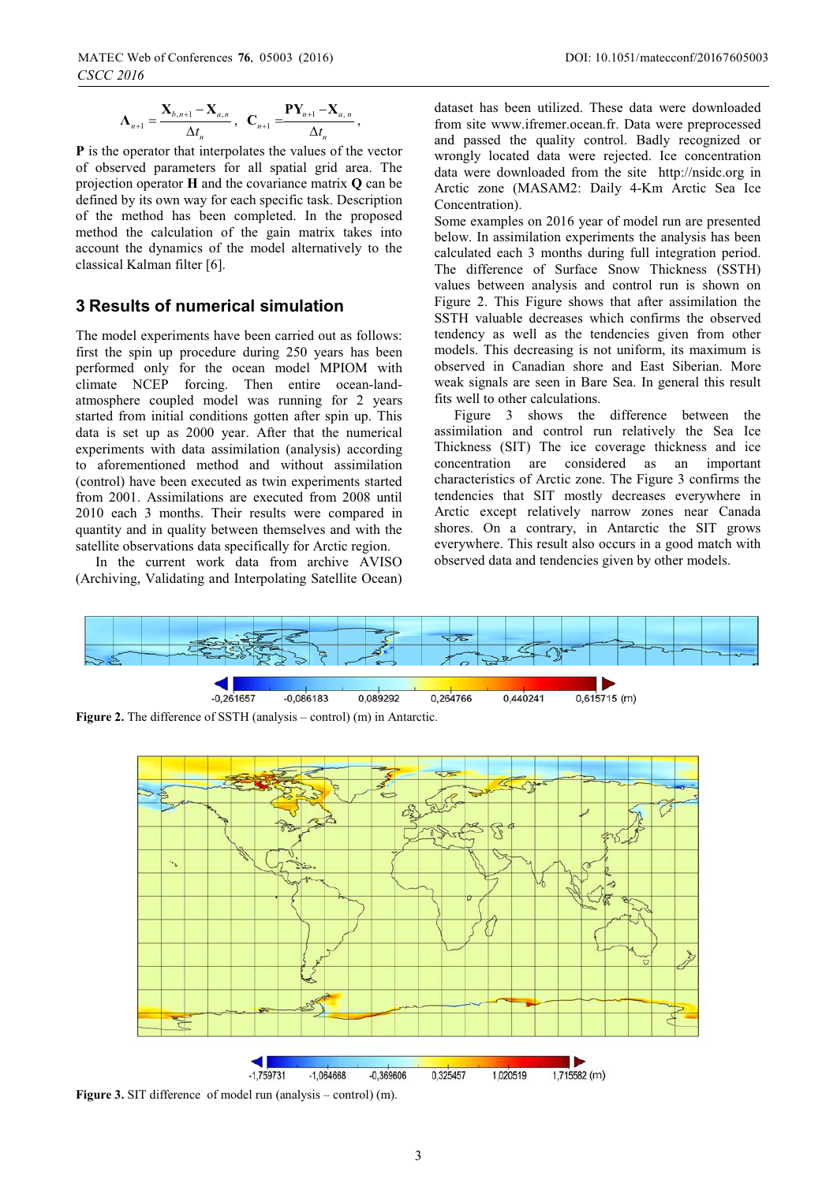$$\Lambda_{n+1} = \frac{\mathbf{X}_{b,n+1} - \mathbf{X}_{a,n}}{\Delta t_n}, \quad \mathbf{C}_{n+1} = \frac{\mathbf{P}\mathbf{Y}_{n+1} - \mathbf{X}_{a,n}}{\Delta t_n},$$

**P** is the operator that interpolates the values of the vector of observed parameters for all spatial grid area. The projection operator **H** and the covariance matrix **Q** can be defined by its own way for each specific task. Description of the method has been completed. In the proposed method the calculation of the gain matrix takes into account the dynamics of the model alternatively to the classical Kalman filter [6].

## 3 Results of numerical simulation

The model experiments have been carried out as follows: first the spin up procedure during 250 years has been performed only for the ocean model MPIOM with climate NCEP forcing. Then entire ocean-land-atmosphere coupled model was running for 2 years started from initial conditions gotten after spin up. This data is set up as 2000 year. After that the numerical experiments with data assimilation (analysis) according to aforementioned method and without assimilation (control) have been executed as twin experiments started from 2001. Assimilations are executed from 2008 until 2010 each 3 months. Their results were compared in quantity and in quality between themselves and with the satellite observations data specifically for Arctic region.

In the current work data from archive AVISO (Archiving, Validating and Interpolating Satellite Ocean) dataset has been utilized. These data were downloaded from site www.ifremer.ocean.fr. Data were preprocessed and passed the quality control. Badly recognized or wrongly located data were rejected. Ice concentration data were downloaded from the site http://nsidc.org in Arctic zone (MASAM2: Daily 4-Km Arctic Sea Ice Concentration).

Some examples on 2016 year of model run are presented below. In assimilation experiments the analysis has been calculated each 3 months during full integration period. The difference of Surface Snow Thickness (SSTH) values between analysis and control run is shown on Figure 2. This Figure shows that after assimilation the SSTH valuable decreases which confirms the observed tendency as well as the tendencies given from other models. This decreasing is not uniform, its maximum is observed in Canadian shore and East Siberian. More weak signals are seen in Bare Sea. In general this result fits well to other calculations.

Figure 3 shows the difference between the assimilation and control run relatively the Sea Ice Thickness (SIT) The ice coverage thickness and ice concentration are considered as an important characteristics of Arctic zone. The Figure 3 confirms the tendencies that SIT mostly decreases everywhere in Arctic except relatively narrow zones near Canada shores. On a contrary, in Antarctic the SIT grows everywhere. This result also occurs in a good match with observed data and tendencies given by other models.

-0,261657 -0,086183 0,089292 0,264766 0,440241 0,615715 (m)

**Figure 2.** The difference of SSTH (analysis – control) (m) in Antarctic.

-1,759731 -1,064668 -0,369606 0,325457 1,020519 1,715582 (m)

**Figure 3.** SIT difference of model run (analysis – control) (m).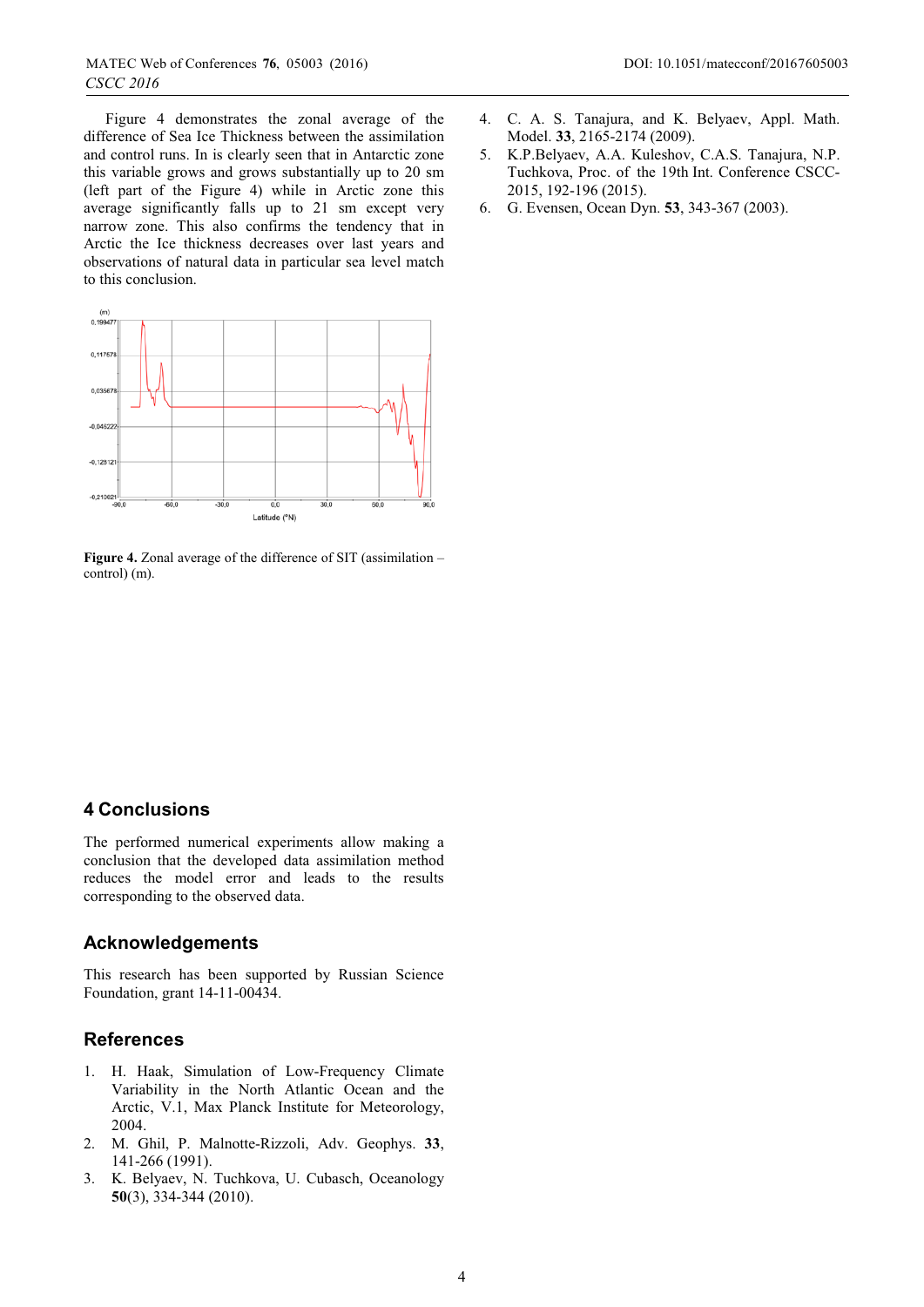Figure 4 demonstrates the zonal average of the difference of Sea Ice Thickness between the assimilation and control runs. In is clearly seen that in Antarctic zone this variable grows and grows substantially up to 20 sm (left part of the Figure 4) while in Arctic zone this average significantly falls up to 21 sm except very narrow zone. This also confirms the tendency that in Arctic the Ice thickness decreases over last years and observations of natural data in particular sea level match to this conclusion.

(m)
0,199477
0,117578
0,035678
-0,046222
-0,128121
-0,210021
-90,0
-60,0
-30,0
0,0
30,0
60,0
90,0
Latitude (°N)

**Figure 4.** Zonal average of the difference of SIT (assimilation – control) (m).

## 4 Conclusions

The performed numerical experiments allow making a conclusion that the developed data assimilation method reduces the model error and leads to the results corresponding to the observed data.

## Acknowledgements

This research has been supported by Russian Science Foundation, grant 14-11-00434.

## References

1. H. Haak, Simulation of Low-Frequency Climate Variability in the North Atlantic Ocean and the Arctic, V.1, Max Planck Institute for Meteorology, 2004.
2. M. Ghil, P. Malnotte-Rizzoli, Adv. Geophys. **33**, 141-266 (1991).
3. K. Belyaev, N. Tuchkova, U. Cubasch, Oceanology **50**(3), 334-344 (2010).
4. C. A. S. Tanajura, and K. Belyaev, Appl. Math. Model. **33**, 2165-2174 (2009).
5. K.P.Belyaev, A.A. Kuleshov, C.A.S. Tanajura, N.P. Tuchkova, Proc. of the 19th Int. Conference CSCC-2015, 192-196 (2015).
6. G. Evensen, Ocean Dyn. **53**, 343-367 (2003).